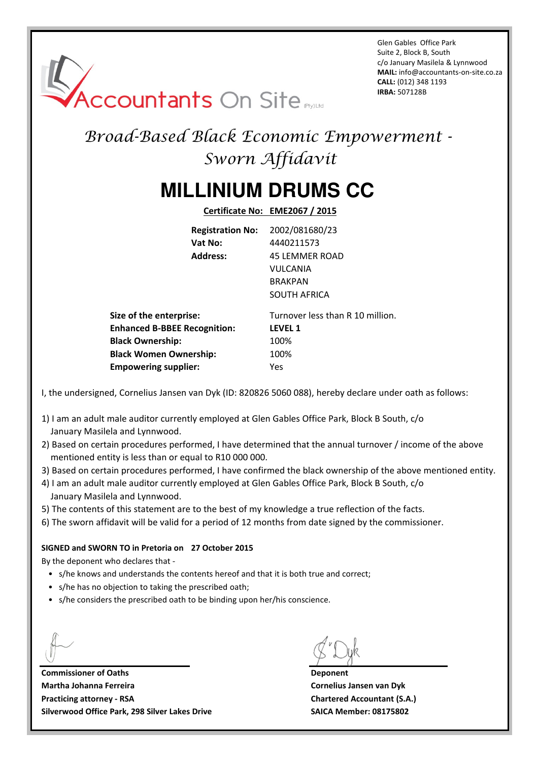Accountants On Site (Pty) Ltd

Glen Gables Office Park
Suite 2, Block B, South
c/o January Masilela & Lynnwood
**MAIL:** info@accountants-on-site.co.za
**CALL:** (012) 348 1193
**IRBA:** 507128B

# *Broad-Based Black Economic Empowerment - Sworn Affidavit*

# MILLINIUM DRUMS CC

**Certificate No: EME2067 / 2015**

**Registration No:** 2002/081680/23
**Vat No:** 4440211573
**Address:** 45 LEMMER ROAD
VULCANIA
BRAKPAN
SOUTH AFRICA

**Size of the enterprise:** Turnover less than R 10 million.
**Enhanced B-BBEE Recognition:** **LEVEL 1**
**Black Ownership:** 100%
**Black Women Ownership:** 100%
**Empowering supplier:** Yes

I, the undersigned, Cornelius Jansen van Dyk (ID: 820826 5060 088), hereby declare under oath as follows:

1) I am an adult male auditor currently employed at Glen Gables Office Park, Block B South, c/o January Masilela and Lynnwood.
2) Based on certain procedures performed, I have determined that the annual turnover / income of the above mentioned entity is less than or equal to R10 000 000.
3) Based on certain procedures performed, I have confirmed the black ownership of the above mentioned entity.
4) I am an adult male auditor currently employed at Glen Gables Office Park, Block B South, c/o January Masilela and Lynnwood.
5) The contents of this statement are to the best of my knowledge a true reflection of the facts.
6) The sworn affidavit will be valid for a period of 12 months from date signed by the commissioner.

**SIGNED and SWORN TO in Pretoria on 27 October 2015**

By the deponent who declares that -

- s/he knows and understands the contents hereof and that it is both true and correct;
- s/he has no objection to taking the prescribed oath;
- s/he considers the prescribed oath to be binding upon her/his conscience.

**Commissioner of Oaths**
**Martha Johanna Ferreira**
**Practicing attorney - RSA**
**Silverwood Office Park, 298 Silver Lakes Drive**

**Deponent**
**Cornelius Jansen van Dyk**
**Chartered Accountant (S.A.)**
**SAICA Member: 08175802**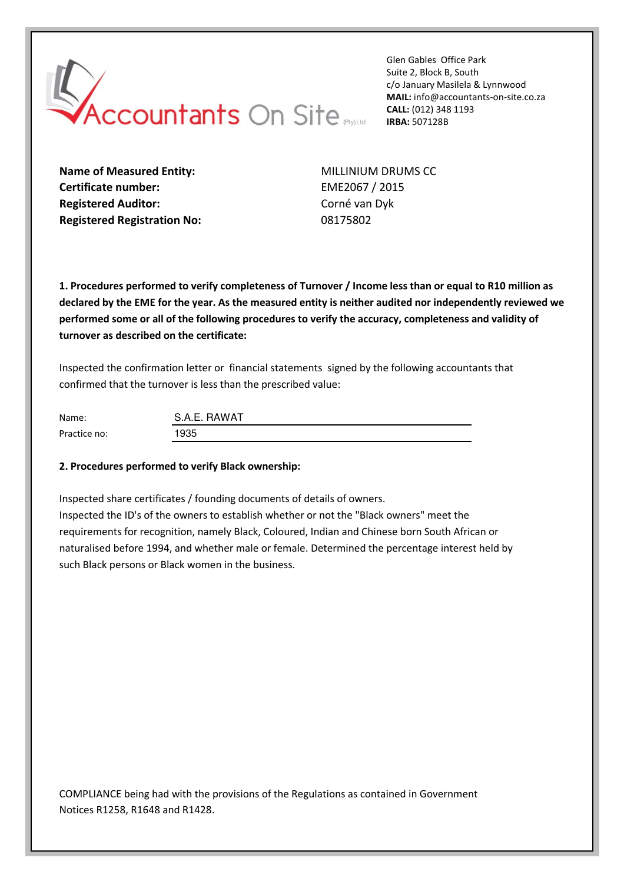Accountants On Site (Pty) Ltd

Glen Gables Office Park
Suite 2, Block B, South
c/o January Masilela & Lynnwood
**MAIL:** info@accountants-on-site.co.za
**CALL:** (012) 348 1193
**IRBA:** 507128B

| | |
|---|---|
| **Name of Measured Entity:** | MILLINIUM DRUMS CC |
| **Certificate number:** | EME2067 / 2015 |
| **Registered Auditor:** | Corné van Dyk |
| **Registered Registration No:** | 08175802 |

**1. Procedures performed to verify completeness of Turnover / Income less than or equal to R10 million as declared by the EME for the year. As the measured entity is neither audited nor independently reviewed we performed some or all of the following procedures to verify the accuracy, completeness and validity of turnover as described on the certificate:**

Inspected the confirmation letter or financial statements signed by the following accountants that confirmed that the turnover is less than the prescribed value:

| | |
|---|---|
| Name: | S.A.E. RAWAT |
| Practice no: | 1935 |

**2. Procedures performed to verify Black ownership:**

Inspected share certificates / founding documents of details of owners.
Inspected the ID's of the owners to establish whether or not the "Black owners" meet the requirements for recognition, namely Black, Coloured, Indian and Chinese born South African or naturalised before 1994, and whether male or female. Determined the percentage interest held by such Black persons or Black women in the business.

COMPLIANCE being had with the provisions of the Regulations as contained in Government Notices R1258, R1648 and R1428.